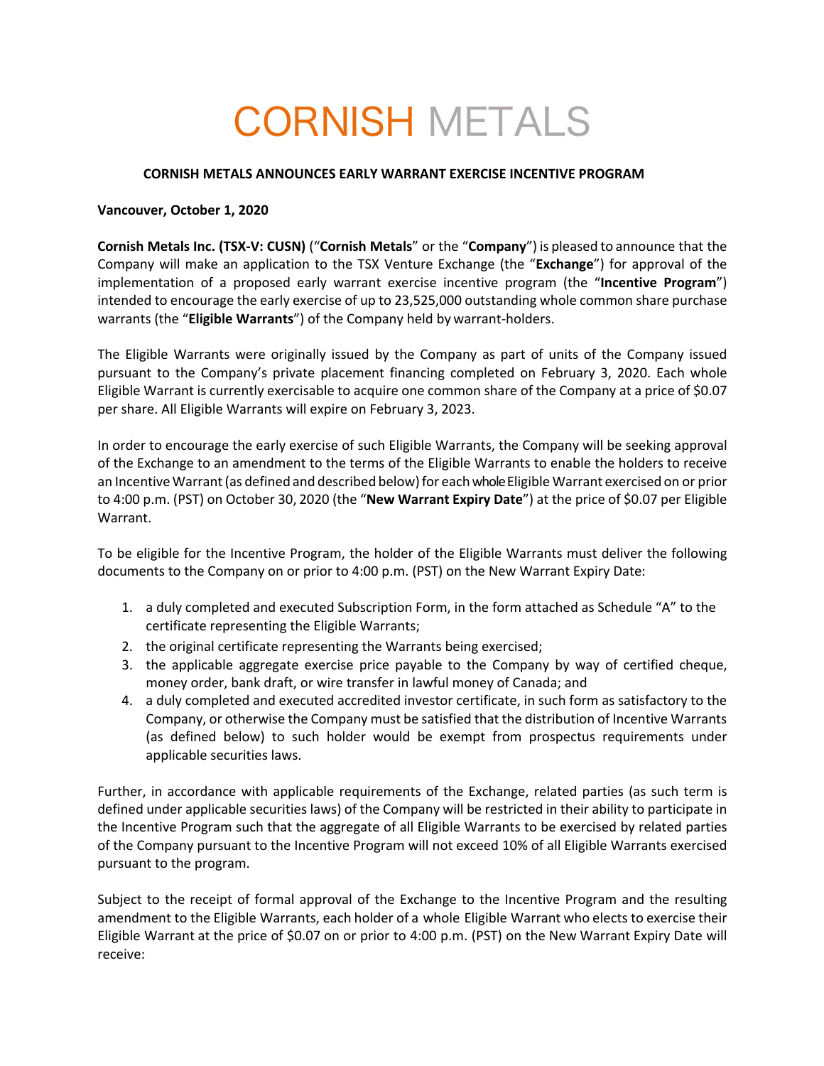# CORNISH METALS

## CORNISH METALS ANNOUNCES EARLY WARRANT EXERCISE INCENTIVE PROGRAM

**Vancouver, October 1, 2020**

**Cornish Metals Inc. (TSX-V: CUSN)** ("**Cornish Metals**" or the "**Company**") is pleased to announce that the Company will make an application to the TSX Venture Exchange (the "**Exchange**") for approval of the implementation of a proposed early warrant exercise incentive program (the "**Incentive Program**") intended to encourage the early exercise of up to 23,525,000 outstanding whole common share purchase warrants (the "**Eligible Warrants**") of the Company held by warrant-holders.

The Eligible Warrants were originally issued by the Company as part of units of the Company issued pursuant to the Company's private placement financing completed on February 3, 2020. Each whole Eligible Warrant is currently exercisable to acquire one common share of the Company at a price of $0.07 per share. All Eligible Warrants will expire on February 3, 2023.

In order to encourage the early exercise of such Eligible Warrants, the Company will be seeking approval of the Exchange to an amendment to the terms of the Eligible Warrants to enable the holders to receive an Incentive Warrant (as defined and described below) for each whole Eligible Warrant exercised on or prior to 4:00 p.m. (PST) on October 30, 2020 (the "**New Warrant Expiry Date**") at the price of $0.07 per Eligible Warrant.

To be eligible for the Incentive Program, the holder of the Eligible Warrants must deliver the following documents to the Company on or prior to 4:00 p.m. (PST) on the New Warrant Expiry Date:

1. a duly completed and executed Subscription Form, in the form attached as Schedule "A" to the certificate representing the Eligible Warrants;
2. the original certificate representing the Warrants being exercised;
3. the applicable aggregate exercise price payable to the Company by way of certified cheque, money order, bank draft, or wire transfer in lawful money of Canada; and
4. a duly completed and executed accredited investor certificate, in such form as satisfactory to the Company, or otherwise the Company must be satisfied that the distribution of Incentive Warrants (as defined below) to such holder would be exempt from prospectus requirements under applicable securities laws.

Further, in accordance with applicable requirements of the Exchange, related parties (as such term is defined under applicable securities laws) of the Company will be restricted in their ability to participate in the Incentive Program such that the aggregate of all Eligible Warrants to be exercised by related parties of the Company pursuant to the Incentive Program will not exceed 10% of all Eligible Warrants exercised pursuant to the program.

Subject to the receipt of formal approval of the Exchange to the Incentive Program and the resulting amendment to the Eligible Warrants, each holder of a whole Eligible Warrant who elects to exercise their Eligible Warrant at the price of $0.07 on or prior to 4:00 p.m. (PST) on the New Warrant Expiry Date will receive: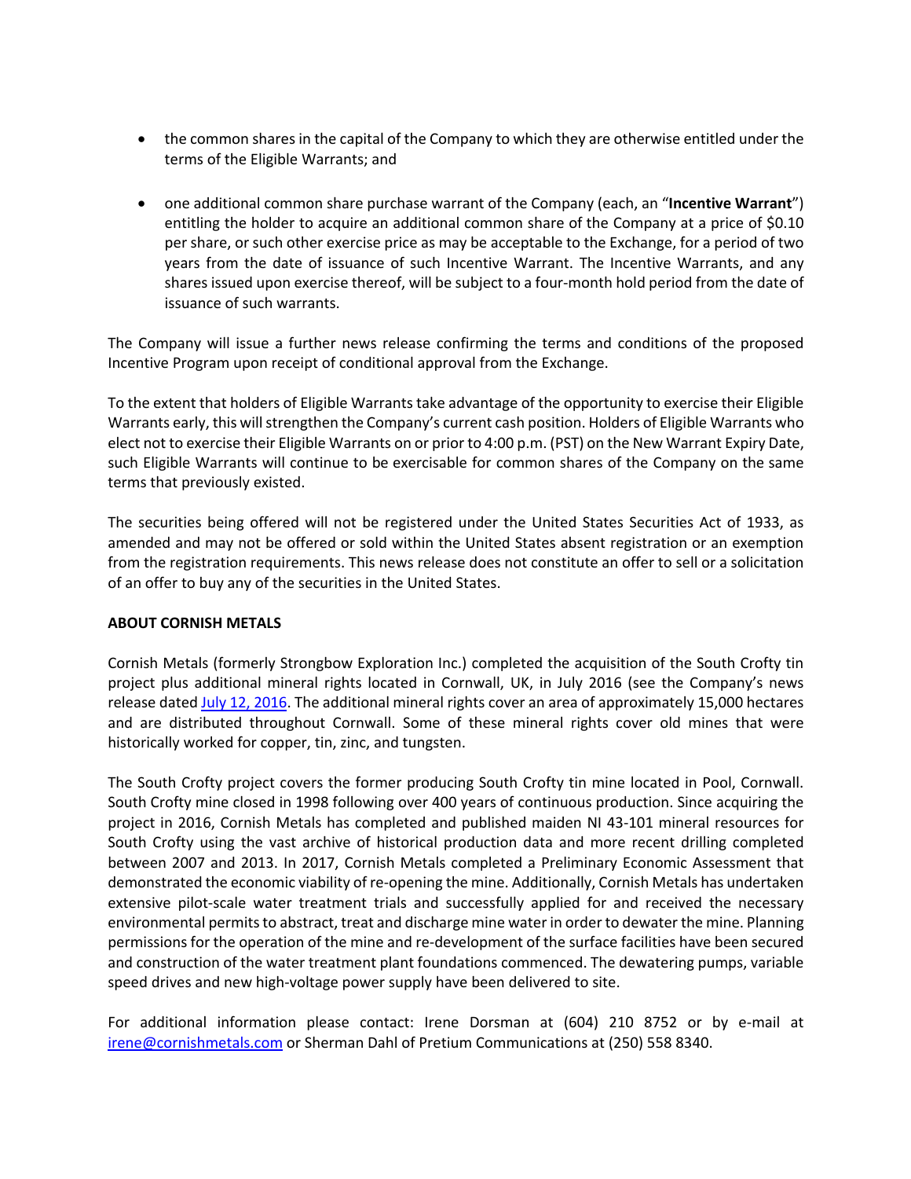- the common shares in the capital of the Company to which they are otherwise entitled under the terms of the Eligible Warrants; and

- one additional common share purchase warrant of the Company (each, an "**Incentive Warrant**") entitling the holder to acquire an additional common share of the Company at a price of $0.10 per share, or such other exercise price as may be acceptable to the Exchange, for a period of two years from the date of issuance of such Incentive Warrant. The Incentive Warrants, and any shares issued upon exercise thereof, will be subject to a four-month hold period from the date of issuance of such warrants.

The Company will issue a further news release confirming the terms and conditions of the proposed Incentive Program upon receipt of conditional approval from the Exchange.

To the extent that holders of Eligible Warrants take advantage of the opportunity to exercise their Eligible Warrants early, this will strengthen the Company's current cash position. Holders of Eligible Warrants who elect not to exercise their Eligible Warrants on or prior to 4:00 p.m. (PST) on the New Warrant Expiry Date, such Eligible Warrants will continue to be exercisable for common shares of the Company on the same terms that previously existed.

The securities being offered will not be registered under the United States Securities Act of 1933, as amended and may not be offered or sold within the United States absent registration or an exemption from the registration requirements. This news release does not constitute an offer to sell or a solicitation of an offer to buy any of the securities in the United States.

**ABOUT CORNISH METALS**

Cornish Metals (formerly Strongbow Exploration Inc.) completed the acquisition of the South Crofty tin project plus additional mineral rights located in Cornwall, UK, in July 2016 (see the Company's news release dated July 12, 2016. The additional mineral rights cover an area of approximately 15,000 hectares and are distributed throughout Cornwall. Some of these mineral rights cover old mines that were historically worked for copper, tin, zinc, and tungsten.

The South Crofty project covers the former producing South Crofty tin mine located in Pool, Cornwall. South Crofty mine closed in 1998 following over 400 years of continuous production. Since acquiring the project in 2016, Cornish Metals has completed and published maiden NI 43-101 mineral resources for South Crofty using the vast archive of historical production data and more recent drilling completed between 2007 and 2013. In 2017, Cornish Metals completed a Preliminary Economic Assessment that demonstrated the economic viability of re-opening the mine. Additionally, Cornish Metals has undertaken extensive pilot-scale water treatment trials and successfully applied for and received the necessary environmental permits to abstract, treat and discharge mine water in order to dewater the mine. Planning permissions for the operation of the mine and re-development of the surface facilities have been secured and construction of the water treatment plant foundations commenced. The dewatering pumps, variable speed drives and new high-voltage power supply have been delivered to site.

For additional information please contact: Irene Dorsman at (604) 210 8752 or by e-mail at irene@cornishmetals.com or Sherman Dahl of Pretium Communications at (250) 558 8340.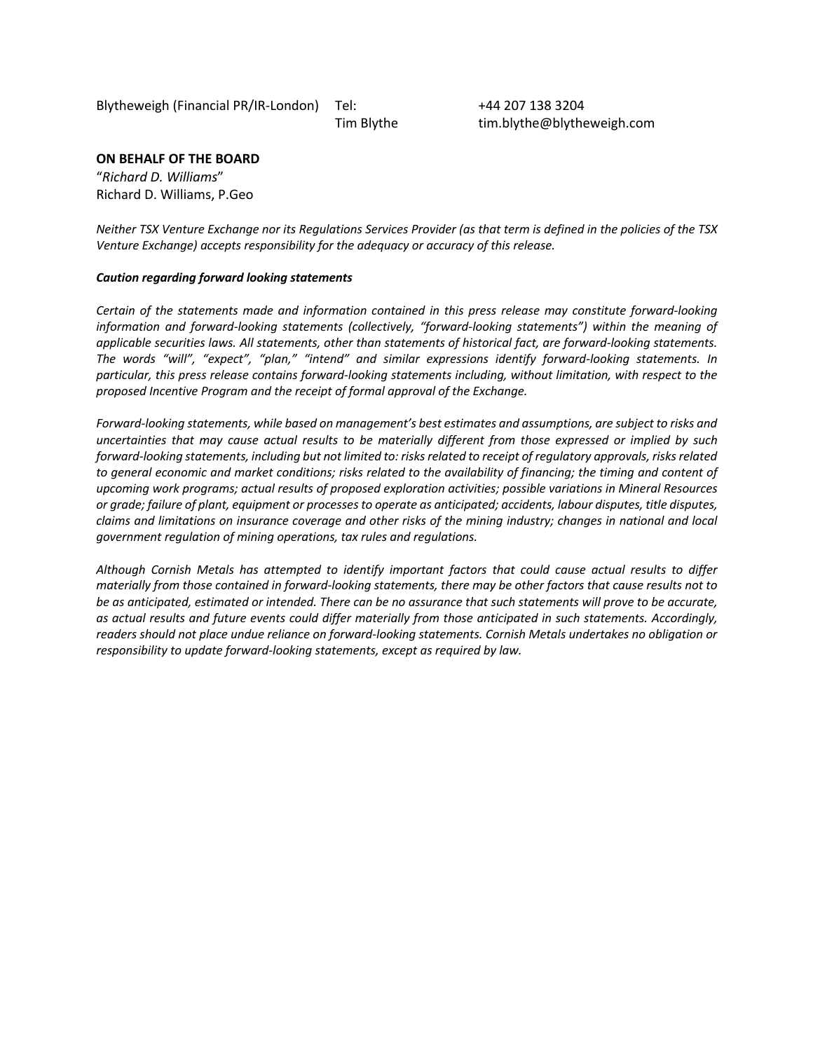| | | |
|---|---|---|
| Blytheweigh (Financial PR/IR-London) | Tel: | +44 207 138 3204 |
| | Tim Blythe | tim.blythe@blytheweigh.com |

**ON BEHALF OF THE BOARD**
"*Richard D. Williams*"
Richard D. Williams, P.Geo

*Neither TSX Venture Exchange nor its Regulations Services Provider (as that term is defined in the policies of the TSX Venture Exchange) accepts responsibility for the adequacy or accuracy of this release.*

***Caution regarding forward looking statements***

*Certain of the statements made and information contained in this press release may constitute forward-looking information and forward-looking statements (collectively, "forward-looking statements") within the meaning of applicable securities laws. All statements, other than statements of historical fact, are forward-looking statements. The words "will", "expect", "plan," "intend" and similar expressions identify forward-looking statements. In particular, this press release contains forward-looking statements including, without limitation, with respect to the proposed Incentive Program and the receipt of formal approval of the Exchange.*

*Forward-looking statements, while based on management's best estimates and assumptions, are subject to risks and uncertainties that may cause actual results to be materially different from those expressed or implied by such forward-looking statements, including but not limited to: risks related to receipt of regulatory approvals, risks related to general economic and market conditions; risks related to the availability of financing; the timing and content of upcoming work programs; actual results of proposed exploration activities; possible variations in Mineral Resources or grade; failure of plant, equipment or processes to operate as anticipated; accidents, labour disputes, title disputes, claims and limitations on insurance coverage and other risks of the mining industry; changes in national and local government regulation of mining operations, tax rules and regulations.*

*Although Cornish Metals has attempted to identify important factors that could cause actual results to differ materially from those contained in forward-looking statements, there may be other factors that cause results not to be as anticipated, estimated or intended. There can be no assurance that such statements will prove to be accurate, as actual results and future events could differ materially from those anticipated in such statements. Accordingly, readers should not place undue reliance on forward-looking statements. Cornish Metals undertakes no obligation or responsibility to update forward-looking statements, except as required by law.*